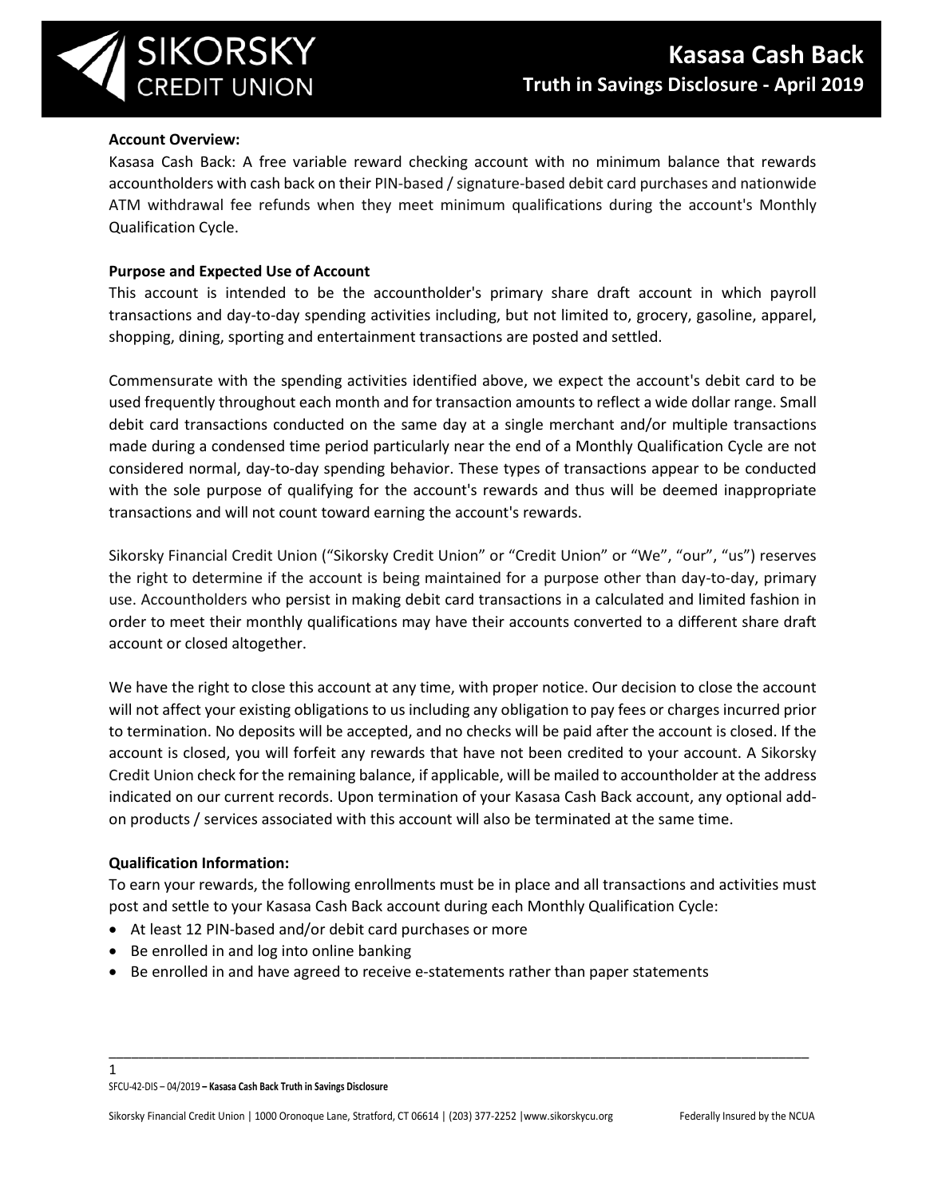# Kasasa Cash Back

## Truth in Savings Disclosure - April 2019

**Account Overview:**

Kasasa Cash Back: A free variable reward checking account with no minimum balance that rewards accountholders with cash back on their PIN-based / signature-based debit card purchases and nationwide ATM withdrawal fee refunds when they meet minimum qualifications during the account's Monthly Qualification Cycle.

**Purpose and Expected Use of Account**

This account is intended to be the accountholder's primary share draft account in which payroll transactions and day-to-day spending activities including, but not limited to, grocery, gasoline, apparel, shopping, dining, sporting and entertainment transactions are posted and settled.

Commensurate with the spending activities identified above, we expect the account's debit card to be used frequently throughout each month and for transaction amounts to reflect a wide dollar range. Small debit card transactions conducted on the same day at a single merchant and/or multiple transactions made during a condensed time period particularly near the end of a Monthly Qualification Cycle are not considered normal, day-to-day spending behavior. These types of transactions appear to be conducted with the sole purpose of qualifying for the account's rewards and thus will be deemed inappropriate transactions and will not count toward earning the account's rewards.

Sikorsky Financial Credit Union ("Sikorsky Credit Union" or "Credit Union" or "We", "our", "us") reserves the right to determine if the account is being maintained for a purpose other than day-to-day, primary use. Accountholders who persist in making debit card transactions in a calculated and limited fashion in order to meet their monthly qualifications may have their accounts converted to a different share draft account or closed altogether.

We have the right to close this account at any time, with proper notice. Our decision to close the account will not affect your existing obligations to us including any obligation to pay fees or charges incurred prior to termination. No deposits will be accepted, and no checks will be paid after the account is closed. If the account is closed, you will forfeit any rewards that have not been credited to your account. A Sikorsky Credit Union check for the remaining balance, if applicable, will be mailed to accountholder at the address indicated on our current records. Upon termination of your Kasasa Cash Back account, any optional add-on products / services associated with this account will also be terminated at the same time.

**Qualification Information:**

To earn your rewards, the following enrollments must be in place and all transactions and activities must post and settle to your Kasasa Cash Back account during each Monthly Qualification Cycle:

- At least 12 PIN-based and/or debit card purchases or more
- Be enrolled in and log into online banking
- Be enrolled in and have agreed to receive e-statements rather than paper statements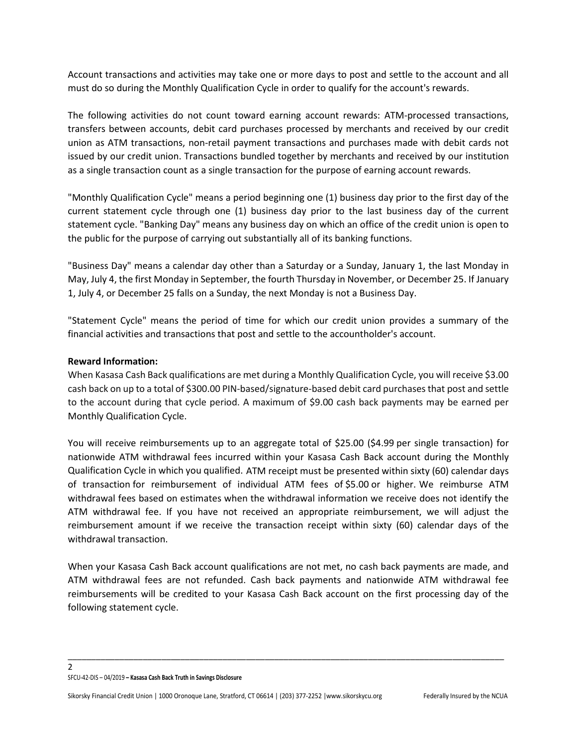Account transactions and activities may take one or more days to post and settle to the account and all must do so during the Monthly Qualification Cycle in order to qualify for the account's rewards.

The following activities do not count toward earning account rewards: ATM-processed transactions, transfers between accounts, debit card purchases processed by merchants and received by our credit union as ATM transactions, non-retail payment transactions and purchases made with debit cards not issued by our credit union. Transactions bundled together by merchants and received by our institution as a single transaction count as a single transaction for the purpose of earning account rewards.

"Monthly Qualification Cycle" means a period beginning one (1) business day prior to the first day of the current statement cycle through one (1) business day prior to the last business day of the current statement cycle. "Banking Day" means any business day on which an office of the credit union is open to the public for the purpose of carrying out substantially all of its banking functions.

"Business Day" means a calendar day other than a Saturday or a Sunday, January 1, the last Monday in May, July 4, the first Monday in September, the fourth Thursday in November, or December 25. If January 1, July 4, or December 25 falls on a Sunday, the next Monday is not a Business Day.

"Statement Cycle" means the period of time for which our credit union provides a summary of the financial activities and transactions that post and settle to the accountholder's account.

**Reward Information:**

When Kasasa Cash Back qualifications are met during a Monthly Qualification Cycle, you will receive $3.00 cash back on up to a total of $300.00 PIN-based/signature-based debit card purchases that post and settle to the account during that cycle period. A maximum of $9.00 cash back payments may be earned per Monthly Qualification Cycle.

You will receive reimbursements up to an aggregate total of $25.00 ($4.99 per single transaction) for nationwide ATM withdrawal fees incurred within your Kasasa Cash Back account during the Monthly Qualification Cycle in which you qualified. ATM receipt must be presented within sixty (60) calendar days of transaction for reimbursement of individual ATM fees of $5.00 or higher. We reimburse ATM withdrawal fees based on estimates when the withdrawal information we receive does not identify the ATM withdrawal fee. If you have not received an appropriate reimbursement, we will adjust the reimbursement amount if we receive the transaction receipt within sixty (60) calendar days of the withdrawal transaction.

When your Kasasa Cash Back account qualifications are not met, no cash back payments are made, and ATM withdrawal fees are not refunded. Cash back payments and nationwide ATM withdrawal fee reimbursements will be credited to your Kasasa Cash Back account on the first processing day of the following statement cycle.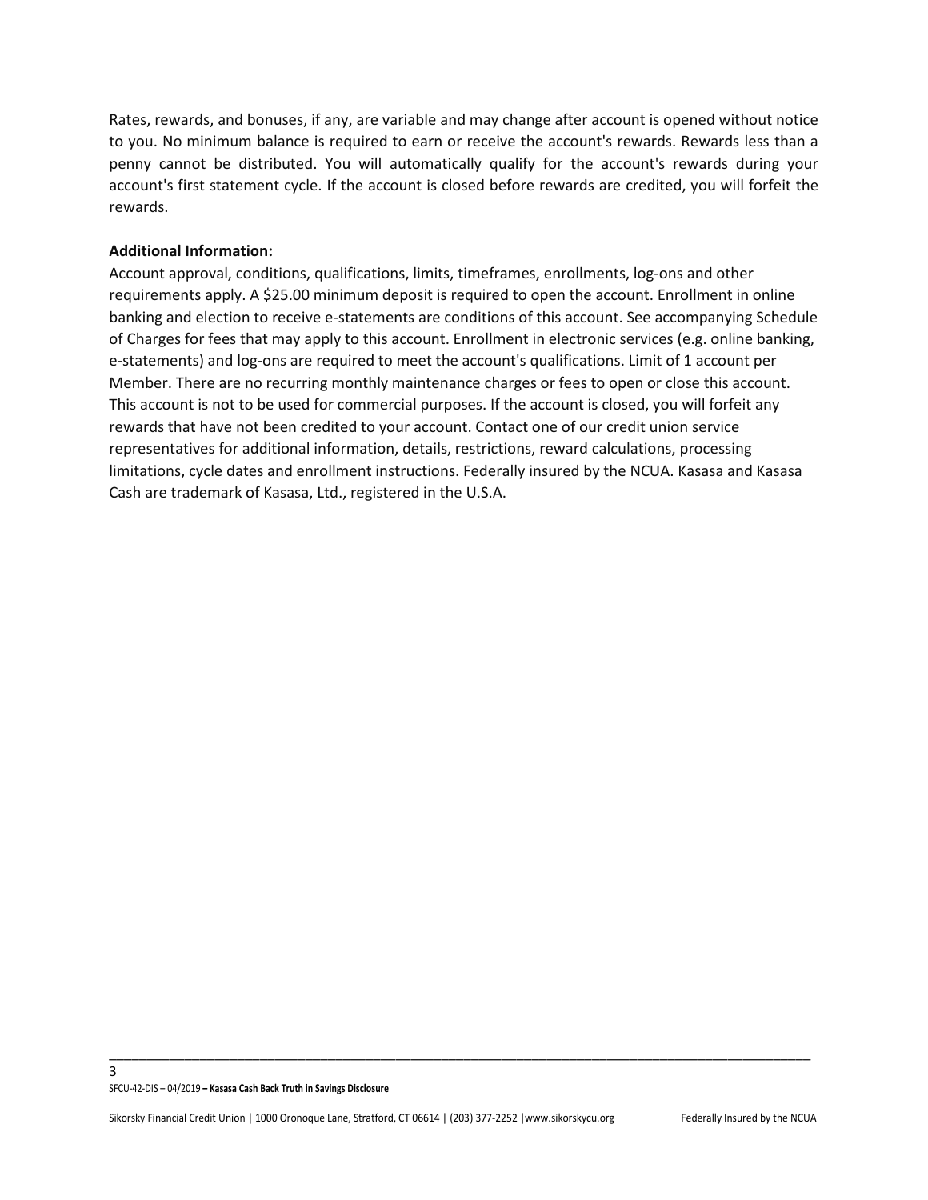Rates, rewards, and bonuses, if any, are variable and may change after account is opened without notice to you. No minimum balance is required to earn or receive the account's rewards. Rewards less than a penny cannot be distributed. You will automatically qualify for the account's rewards during your account's first statement cycle. If the account is closed before rewards are credited, you will forfeit the rewards.

**Additional Information:**

Account approval, conditions, qualifications, limits, timeframes, enrollments, log-ons and other requirements apply. A $25.00 minimum deposit is required to open the account. Enrollment in online banking and election to receive e-statements are conditions of this account. See accompanying Schedule of Charges for fees that may apply to this account. Enrollment in electronic services (e.g. online banking, e-statements) and log-ons are required to meet the account's qualifications. Limit of 1 account per Member. There are no recurring monthly maintenance charges or fees to open or close this account. This account is not to be used for commercial purposes. If the account is closed, you will forfeit any rewards that have not been credited to your account. Contact one of our credit union service representatives for additional information, details, restrictions, reward calculations, processing limitations, cycle dates and enrollment instructions. Federally insured by the NCUA. Kasasa and Kasasa Cash are trademark of Kasasa, Ltd., registered in the U.S.A.